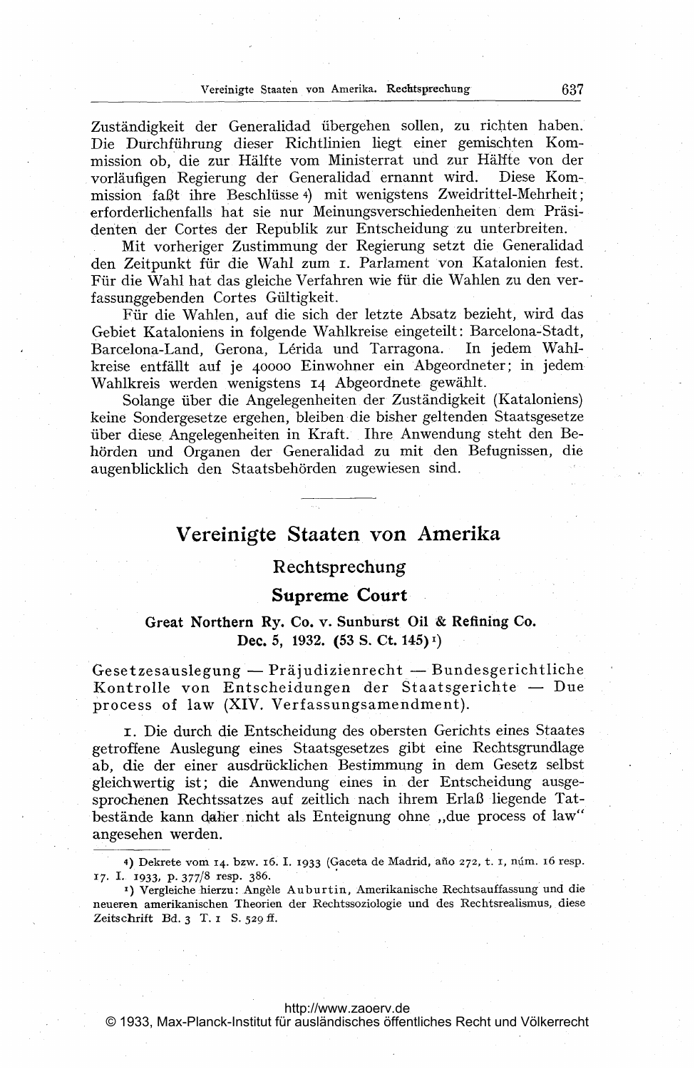Zuständigkeit der Generalidad übergehen sollen, zu richten haben. Die Durchführung dieser Richtlinien liegt einer gemischten Kommission ob, die zur Hälfte vom Ministerrat und zur Hälfte von der vorläufigen Regierung der Generalidad ernannt wird. Diese Kommission faßt ihre Beschlüsse [4]) mit wenigstens Zweidrittel-Mehrheit; erforderlichenfalls hat sie nur Meinungsverschiedenheiten dem Präsidenten der Cortes der Republik zur Entscheidung zu unterbreiten.

Mit vorheriger Zustimmung der Regierung setzt die Generalidad den Zeitpunkt für die Wahl zum 1. Parlament von Katalonien fest. Für die Wahl hat das gleiche Verfahren wie für die Wahlen zu den verfassunggebenden Cortes Gültigkeit.

Für die Wahlen, auf die sich der letzte Absatz bezieht, wird das Gebiet Kataloniens in folgende Wahlkreise eingeteilt: Barcelona-Stadt, Barcelona-Land, Gerona, Lérida und Tarragona. In jedem Wahlkreise entfällt auf je 40000 Einwohner ein Abgeordneter; in jedem Wahlkreis werden wenigstens 14 Abgeordnete gewählt.

Solange über die Angelegenheiten der Zuständigkeit (Kataloniens) keine Sondergesetze ergehen, bleiben die bisher geltenden Staatsgesetze über diese Angelegenheiten in Kraft. Ihre Anwendung steht den Behörden und Organen der Generalidad zu mit den Befugnissen, die augenblicklich den Staatsbehörden zugewiesen sind.

---

# Vereinigte Staaten von Amerika

## Rechtsprechung

## Supreme Court

### Great Northern Ry. Co. v. Sunburst Oil & Refining Co. Dec. 5, 1932. (53 S. Ct. 145) [1])

Gesetzesauslegung — Präjudizienrecht — Bundesgerichtliche Kontrolle von Entscheidungen der Staatsgerichte — Due process of law (XIV. Verfassungsamendment).

1. Die durch die Entscheidung des obersten Gerichts eines Staates getroffene Auslegung eines Staatsgesetzes gibt eine Rechtsgrundlage ab, die der einer ausdrücklichen Bestimmung in dem Gesetz selbst gleichwertig ist; die Anwendung eines in der Entscheidung ausgesprochenen Rechtssatzes auf zeitlich nach ihrem Erlaß liegende Tatbestände kann daher nicht als Enteignung ohne „due process of law" angesehen werden.

---

[4]) Dekrete vom 14. bzw. 16. I. 1933 (Gaceta de Madrid, año 272, t. 1, núm. 16 resp. 17. I. 1933, p. 377/8 resp. 386.

[1]) Vergleiche hierzu: Angèle Auburtin, Amerikanische Rechtsauffassung und die neueren amerikanischen Theorien der Rechtssoziologie und des Rechtsrealismus, diese Zeitschrift Bd. 3 T. 1 S. 529 ff.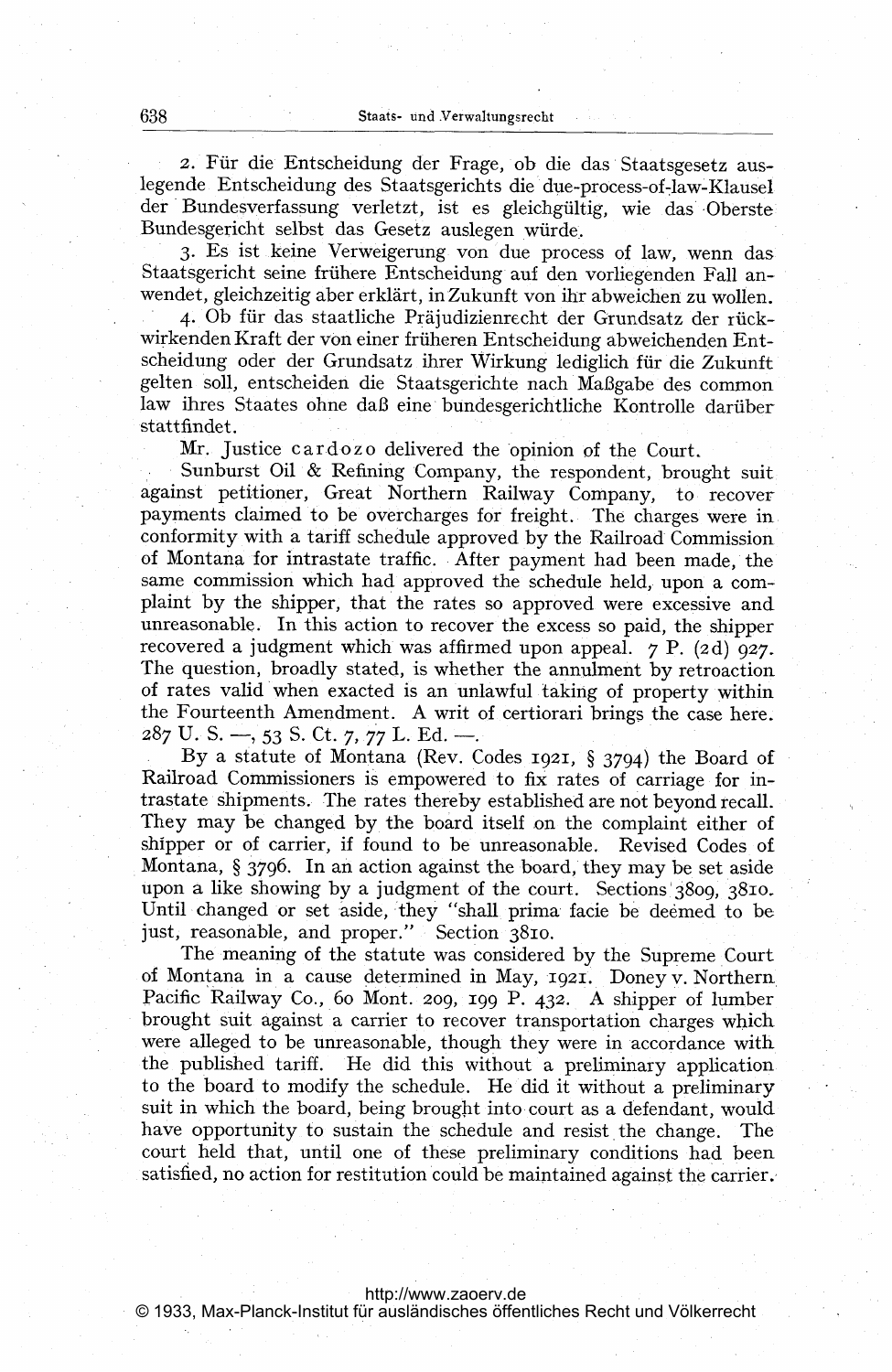2. Für die Entscheidung der Frage, ob die das Staatsgesetz auslegende Entscheidung des Staatsgerichts die due-process-of-law-Klausel der Bundesverfassung verletzt, ist es gleichgültig, wie das Oberste Bundesgericht selbst das Gesetz auslegen würde.

3. Es ist keine Verweigerung von due process of law, wenn das Staatsgericht seine frühere Entscheidung auf den vorliegenden Fall anwendet, gleichzeitig aber erklärt, in Zukunft von ihr abweichen zu wollen.

4. Ob für das staatliche Präjudizienrecht der Grundsatz der rückwirkenden Kraft der von einer früheren Entscheidung abweichenden Entscheidung oder der Grundsatz ihrer Wirkung lediglich für die Zukunft gelten soll, entscheiden die Staatsgerichte nach Maßgabe des common law ihres Staates ohne daß eine bundesgerichtliche Kontrolle darüber stattfindet.

Mr. Justice Cardozo delivered the opinion of the Court.

Sunburst Oil & Refining Company, the respondent, brought suit against petitioner, Great Northern Railway Company, to recover payments claimed to be overcharges for freight. The charges were in conformity with a tariff schedule approved by the Railroad Commission of Montana for intrastate traffic. After payment had been made, the same commission which had approved the schedule held, upon a complaint by the shipper, that the rates so approved were excessive and unreasonable. In this action to recover the excess so paid, the shipper recovered a judgment which was affirmed upon appeal. 7 P. (2d) 927. The question, broadly stated, is whether the annulment by retroaction of rates valid when exacted is an unlawful taking of property within the Fourteenth Amendment. A writ of certiorari brings the case here. 287 U. S. —, 53 S. Ct. 7, 77 L. Ed. —.

By a statute of Montana (Rev. Codes 1921, § 3794) the Board of Railroad Commissioners is empowered to fix rates of carriage for intrastate shipments. The rates thereby established are not beyond recall. They may be changed by the board itself on the complaint either of shipper or of carrier, if found to be unreasonable. Revised Codes of Montana, § 3796. In an action against the board, they may be set aside upon a like showing by a judgment of the court. Sections 3809, 3810. Until changed or set aside, they "shall prima facie be deemed to be just, reasonable, and proper." Section 3810.

The meaning of the statute was considered by the Supreme Court of Montana in a cause determined in May, 1921. Doney v. Northern Pacific Railway Co., 60 Mont. 209, 199 P. 432. A shipper of lumber brought suit against a carrier to recover transportation charges which were alleged to be unreasonable, though they were in accordance with the published tariff. He did this without a preliminary application to the board to modify the schedule. He did it without a preliminary suit in which the board, being brought into court as a defendant, would have opportunity to sustain the schedule and resist the change. The court held that, until one of these preliminary conditions had been satisfied, no action for restitution could be maintained against the carrier.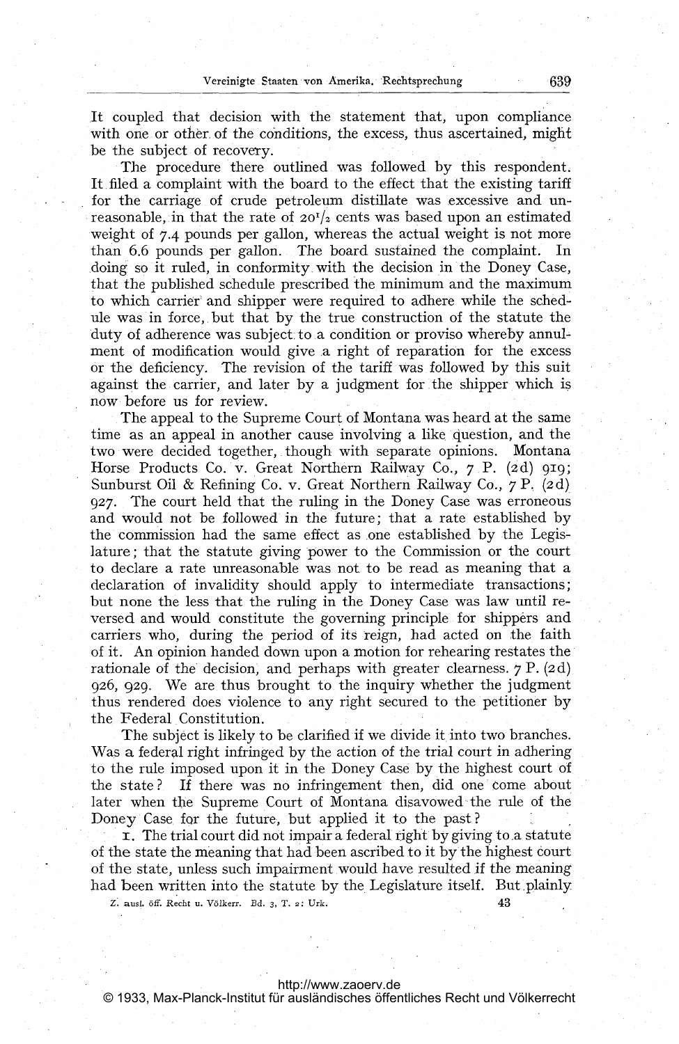It coupled that decision with the statement that, upon compliance with one or other of the conditions, the excess, thus ascertained, might be the subject of recovery.

The procedure there outlined was followed by this respondent. It filed a complaint with the board to the effect that the existing tariff for the carriage of crude petroleum distillate was excessive and unreasonable, in that the rate of 20½ cents was based upon an estimated weight of 7.4 pounds per gallon, whereas the actual weight is not more than 6.6 pounds per gallon. The board sustained the complaint. In doing so it ruled, in conformity with the decision in the Doney Case, that the published schedule prescribed the minimum and the maximum to which carrier and shipper were required to adhere while the schedule was in force, but that by the true construction of the statute the duty of adherence was subject to a condition or proviso whereby annulment of modification would give a right of reparation for the excess or the deficiency. The revision of the tariff was followed by this suit against the carrier, and later by a judgment for the shipper which is now before us for review.

The appeal to the Supreme Court of Montana was heard at the same time as an appeal in another cause involving a like question, and the two were decided together, though with separate opinions. Montana Horse Products Co. v. Great Northern Railway Co., 7 P. (2d) 919; Sunburst Oil & Refining Co. v. Great Northern Railway Co., 7 P. (2d) 927. The court held that the ruling in the Doney Case was erroneous and would not be followed in the future; that a rate established by the commission had the same effect as one established by the Legislature; that the statute giving power to the Commission or the court to declare a rate unreasonable was not to be read as meaning that a declaration of invalidity should apply to intermediate transactions; but none the less that the ruling in the Doney Case was law until reversed and would constitute the governing principle for shippers and carriers who, during the period of its reign, had acted on the faith of it. An opinion handed down upon a motion for rehearing restates the rationale of the decision, and perhaps with greater clearness. 7 P. (2d) 926, 929. We are thus brought to the inquiry whether the judgment thus rendered does violence to any right secured to the petitioner by the Federal Constitution.

The subject is likely to be clarified if we divide it into two branches. Was a federal right infringed by the action of the trial court in adhering to the rule imposed upon it in the Doney Case by the highest court of the state? If there was no infringement then, did one come about later when the Supreme Court of Montana disavowed the rule of the Doney Case for the future, but applied it to the past?

1. The trial court did not impair a federal right by giving to a statute of the state the meaning that had been ascribed to it by the highest court of the state, unless such impairment would have resulted if the meaning had been written into the statute by the Legislature itself. But plainly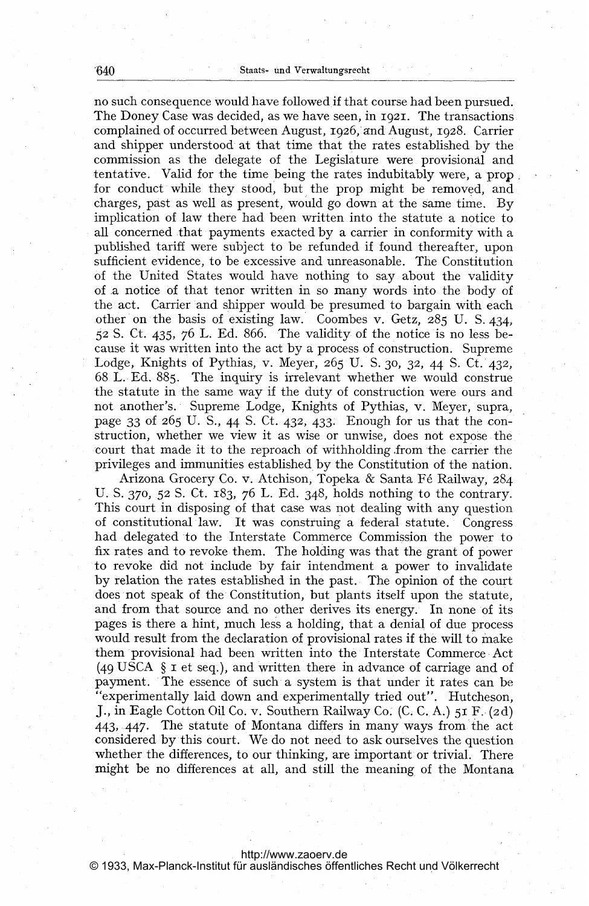no such consequence would have followed if that course had been pursued. The Doney Case was decided, as we have seen, in 1921. The transactions complained of occurred between August, 1926, and August, 1928. Carrier and shipper understood at that time that the rates established by the commission as the delegate of the Legislature were provisional and tentative. Valid for the time being the rates indubitably were, a prop for conduct while they stood, but the prop might be removed, and charges, past as well as present, would go down at the same time. By implication of law there had been written into the statute a notice to all concerned that payments exacted by a carrier in conformity with a published tariff were subject to be refunded if found thereafter, upon sufficient evidence, to be excessive and unreasonable. The Constitution of the United States would have nothing to say about the validity of a notice of that tenor written in so many words into the body of the act. Carrier and shipper would be presumed to bargain with each other on the basis of existing law. Coombes v. Getz, 285 U. S. 434, 52 S. Ct. 435, 76 L. Ed. 866. The validity of the notice is no less because it was written into the act by a process of construction. Supreme Lodge, Knights of Pythias, v. Meyer, 265 U. S. 30, 32, 44 S. Ct. 432, 68 L. Ed. 885. The inquiry is irrelevant whether we would construe the statute in the same way if the duty of construction were ours and not another's. Supreme Lodge, Knights of Pythias, v. Meyer, supra, page 33 of 265 U. S., 44 S. Ct. 432, 433. Enough for us that the construction, whether we view it as wise or unwise, does not expose the court that made it to the reproach of withholding from the carrier the privileges and immunities established by the Constitution of the nation.

Arizona Grocery Co. v. Atchison, Topeka & Santa Fé Railway, 284 U. S. 370, 52 S. Ct. 183, 76 L. Ed. 348, holds nothing to the contrary. This court in disposing of that case was not dealing with any question of constitutional law. It was construing a federal statute. Congress had delegated to the Interstate Commerce Commission the power to fix rates and to revoke them. The holding was that the grant of power to revoke did not include by fair intendment a power to invalidate by relation the rates established in the past. The opinion of the court does not speak of the Constitution, but plants itself upon the statute, and from that source and no other derives its energy. In none of its pages is there a hint, much less a holding, that a denial of due process would result from the declaration of provisional rates if the will to make them provisional had been written into the Interstate Commerce Act (49 USCA § 1 et seq.), and written there in advance of carriage and of payment. The essence of such a system is that under it rates can be "experimentally laid down and experimentally tried out". Hutcheson, J., in Eagle Cotton Oil Co. v. Southern Railway Co. (C. C. A.) 51 F. (2d) 443, 447. The statute of Montana differs in many ways from the act considered by this court. We do not need to ask ourselves the question whether the differences, to our thinking, are important or trivial. There might be no differences at all, and still the meaning of the Montana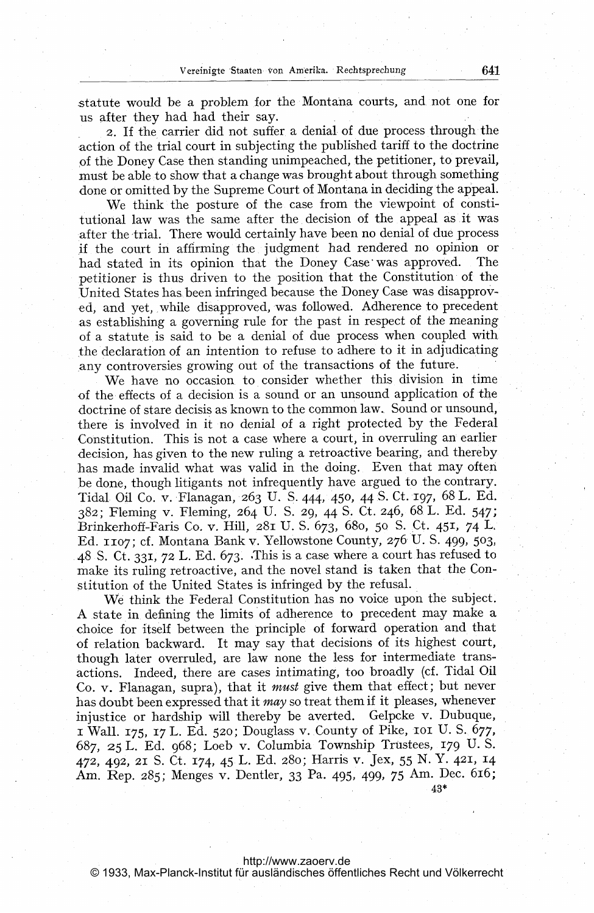statute would be a problem for the Montana courts, and not one for us after they had had their say.

2. If the carrier did not suffer a denial of due process through the action of the trial court in subjecting the published tariff to the doctrine of the Doney Case then standing unimpeached, the petitioner, to prevail, must be able to show that a change was brought about through something done or omitted by the Supreme Court of Montana in deciding the appeal.

We think the posture of the case from the viewpoint of constitutional law was the same after the decision of the appeal as it was after the trial. There would certainly have been no denial of due process if the court in affirming the judgment had rendered no opinion or had stated in its opinion that the Doney Case was approved. The petitioner is thus driven to the position that the Constitution of the United States has been infringed because the Doney Case was disapproved, and yet, while disapproved, was followed. Adherence to precedent as establishing a governing rule for the past in respect of the meaning of a statute is said to be a denial of due process when coupled with the declaration of an intention to refuse to adhere to it in adjudicating any controversies growing out of the transactions of the future.

We have no occasion to consider whether this division in time of the effects of a decision is a sound or an unsound application of the doctrine of stare decisis as known to the common law. Sound or unsound, there is involved in it no denial of a right protected by the Federal Constitution. This is not a case where a court, in overruling an earlier decision, has given to the new ruling a retroactive bearing, and thereby has made invalid what was valid in the doing. Even that may often be done, though litigants not infrequently have argued to the contrary. Tidal Oil Co. v. Flanagan, 263 U. S. 444, 450, 44 S. Ct. 197, 68 L. Ed. 382; Fleming v. Fleming, 264 U. S. 29, 44 S. Ct. 246, 68 L. Ed. 547; Brinkerhoff-Faris Co. v. Hill, 281 U. S. 673, 680, 50 S. Ct. 451, 74 L. Ed. 1107; cf. Montana Bank v. Yellowstone County, 276 U. S. 499, 503, 48 S. Ct. 331, 72 L. Ed. 673. This is a case where a court has refused to make its ruling retroactive, and the novel stand is taken that the Constitution of the United States is infringed by the refusal.

We think the Federal Constitution has no voice upon the subject. A state in defining the limits of adherence to precedent may make a choice for itself between the principle of forward operation and that of relation backward. It may say that decisions of its highest court, though later overruled, are law none the less for intermediate transactions. Indeed, there are cases intimating, too broadly (cf. Tidal Oil Co. v. Flanagan, supra), that it *must* give them that effect; but never has doubt been expressed that it *may* so treat them if it pleases, whenever injustice or hardship will thereby be averted. Gelpcke v. Dubuque, 1 Wall. 175, 17 L. Ed. 520; Douglass v. County of Pike, 101 U. S. 677, 687, 25 L. Ed. 968; Loeb v. Columbia Township Trustees, 179 U. S. 472, 492, 21 S. Ct. 174, 45 L. Ed. 280; Harris v. Jex, 55 N. Y. 421, 14 Am. Rep. 285; Menges v. Dentler, 33 Pa. 495, 499, 75 Am. Dec. 616;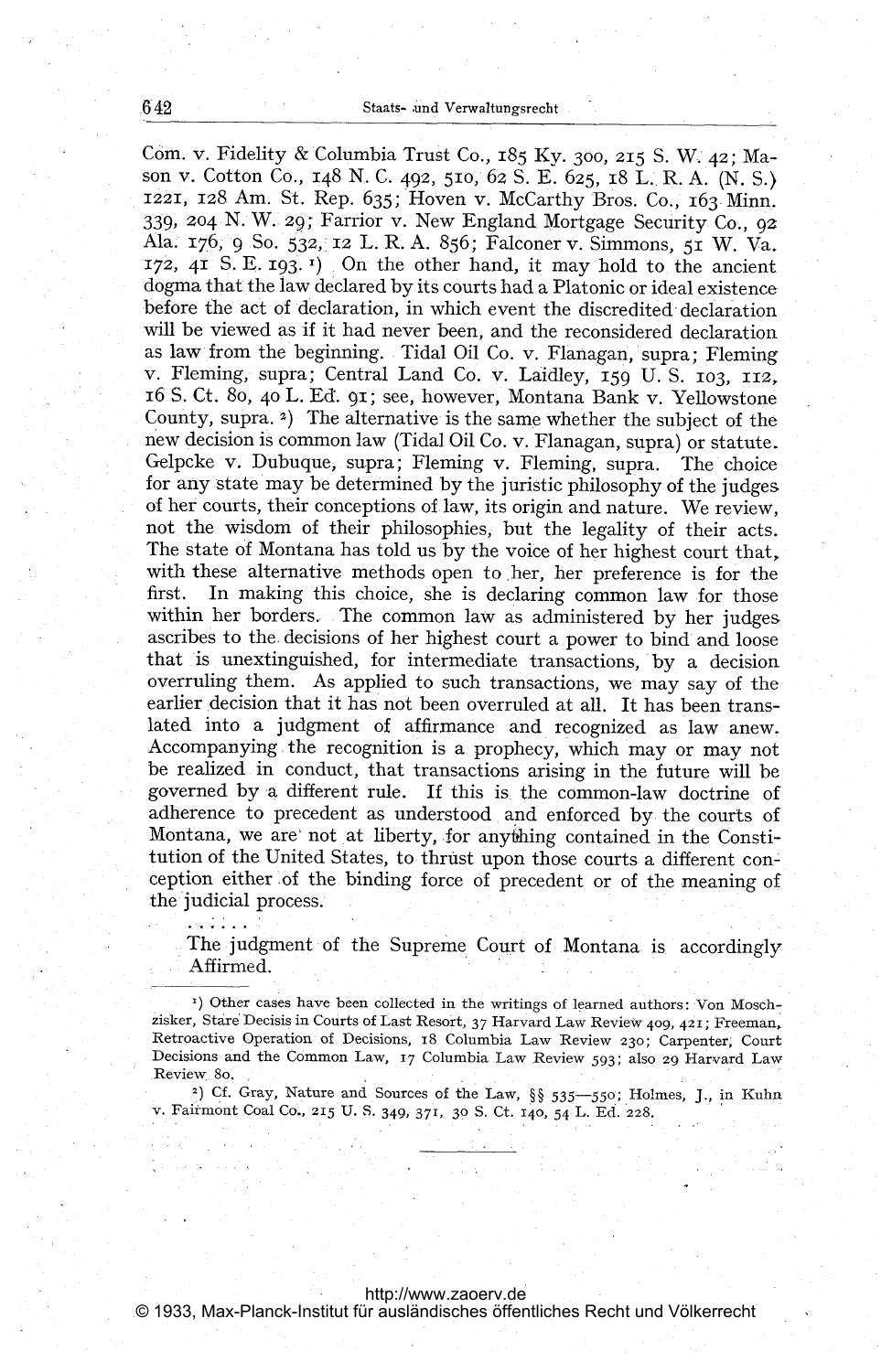Com. v. Fidelity & Columbia Trust Co., 185 Ky. 300, 215 S. W. 42; Mason v. Cotton Co., 148 N. C. 492, 510, 62 S. E. 625, 18 L. R. A. (N. S.) 1221, 128 Am. St. Rep. 635; Hoven v. McCarthy Bros. Co., 163 Minn. 339, 204 N. W. 29; Farrior v. New England Mortgage Security Co., 92 Ala. 176, 9 So. 532, 12 L. R. A. 856; Falconer v. Simmons, 51 W. Va. 172, 41 S. E. 193.[1]) On the other hand, it may hold to the ancient dogma that the law declared by its courts had a Platonic or ideal existence before the act of declaration, in which event the discredited declaration will be viewed as if it had never been, and the reconsidered declaration as law from the beginning. Tidal Oil Co. v. Flanagan, supra; Fleming v. Fleming, supra; Central Land Co. v. Laidley, 159 U. S. 103, 112, 16 S. Ct. 80, 40 L. Ed. 91; see, however, Montana Bank v. Yellowstone County, supra.[2]) The alternative is the same whether the subject of the new decision is common law (Tidal Oil Co. v. Flanagan, supra) or statute. Gelpcke v. Dubuque, supra; Fleming v. Fleming, supra. The choice for any state may be determined by the juristic philosophy of the judges of her courts, their conceptions of law, its origin and nature. We review, not the wisdom of their philosophies, but the legality of their acts. The state of Montana has told us by the voice of her highest court that, with these alternative methods open to her, her preference is for the first. In making this choice, she is declaring common law for those within her borders. The common law as administered by her judges ascribes to the decisions of her highest court a power to bind and loose that is unextinguished, for intermediate transactions, by a decision overruling them. As applied to such transactions, we may say of the earlier decision that it has not been overruled at all. It has been translated into a judgment of affirmance and recognized as law anew. Accompanying the recognition is a prophecy, which may or may not be realized in conduct, that transactions arising in the future will be governed by a different rule. If this is the common-law doctrine of adherence to precedent as understood and enforced by the courts of Montana, we are not at liberty, for anything contained in the Constitution of the United States, to thrust upon those courts a different conception either of the binding force of precedent or of the meaning of the judicial process.

. . . . . .

The judgment of the Supreme Court of Montana is accordingly Affirmed.

---

[1]) Other cases have been collected in the writings of learned authors: Von Moschzisker, Stare Decisis in Courts of Last Resort, 37 Harvard Law Review 409, 421; Freeman, Retroactive Operation of Decisions, 18 Columbia Law Review 230; Carpenter, Court Decisions and the Common Law, 17 Columbia Law Review 593; also 29 Harvard Law Review 80.

[2]) Cf. Gray, Nature and Sources of the Law, §§ 535—550; Holmes, J., in Kuhn v. Fairmont Coal Co., 215 U. S. 349, 371, 30 S. Ct. 140, 54 L. Ed. 228.